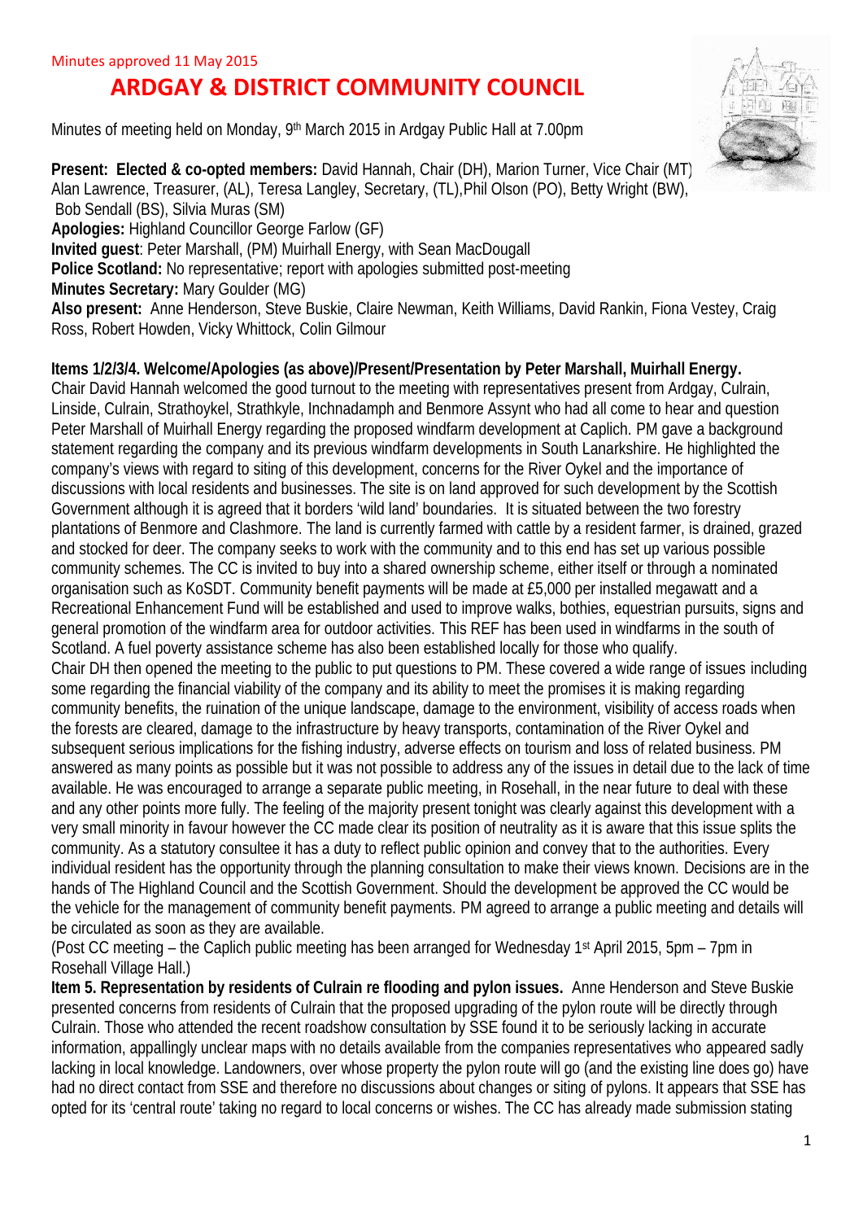Minutes approved 11 May 2015

# ARDGAY & DISTRICT COMMUNITY COUNCIL

Minutes of meeting held on Monday, 9th March 2015 in Ardgay Public Hall at 7.00pm

**Present: Elected & co-opted members:** David Hannah, Chair (DH), Marion Turner, Vice Chair (MT) Alan Lawrence, Treasurer, (AL), Teresa Langley, Secretary, (TL), Phil Olson (PO), Betty Wright (BW), Bob Sendall (BS), Silvia Muras (SM)
**Apologies:** Highland Councillor George Farlow (GF)
**Invited guest**: Peter Marshall, (PM) Muirhall Energy, with Sean MacDougall
**Police Scotland:** No representative; report with apologies submitted post-meeting
**Minutes Secretary:** Mary Goulder (MG)
**Also present:** Anne Henderson, Steve Buskie, Claire Newman, Keith Williams, David Rankin, Fiona Vestey, Craig Ross, Robert Howden, Vicky Whittock, Colin Gilmour

**Items 1/2/3/4. Welcome/Apologies (as above)/Present/Presentation by Peter Marshall, Muirhall Energy.**
Chair David Hannah welcomed the good turnout to the meeting with representatives present from Ardgay, Culrain, Linside, Culrain, Strathoykel, Strathkyle, Inchnadamph and Benmore Assynt who had all come to hear and question Peter Marshall of Muirhall Energy regarding the proposed windfarm development at Caplich. PM gave a background statement regarding the company and its previous windfarm developments in South Lanarkshire. He highlighted the company's views with regard to siting of this development, concerns for the River Oykel and the importance of discussions with local residents and businesses. The site is on land approved for such development by the Scottish Government although it is agreed that it borders 'wild land' boundaries. It is situated between the two forestry plantations of Benmore and Clashmore. The land is currently farmed with cattle by a resident farmer, is drained, grazed and stocked for deer. The company seeks to work with the community and to this end has set up various possible community schemes. The CC is invited to buy into a shared ownership scheme, either itself or through a nominated organisation such as KoSDT. Community benefit payments will be made at £5,000 per installed megawatt and a Recreational Enhancement Fund will be established and used to improve walks, bothies, equestrian pursuits, signs and general promotion of the windfarm area for outdoor activities. This REF has been used in windfarms in the south of Scotland. A fuel poverty assistance scheme has also been established locally for those who qualify.
Chair DH then opened the meeting to the public to put questions to PM. These covered a wide range of issues including some regarding the financial viability of the company and its ability to meet the promises it is making regarding community benefits, the ruination of the unique landscape, damage to the environment, visibility of access roads when the forests are cleared, damage to the infrastructure by heavy transports, contamination of the River Oykel and subsequent serious implications for the fishing industry, adverse effects on tourism and loss of related business. PM answered as many points as possible but it was not possible to address any of the issues in detail due to the lack of time available. He was encouraged to arrange a separate public meeting, in Rosehall, in the near future to deal with these and any other points more fully. The feeling of the majority present tonight was clearly against this development with a very small minority in favour however the CC made clear its position of neutrality as it is aware that this issue splits the community. As a statutory consultee it has a duty to reflect public opinion and convey that to the authorities. Every individual resident has the opportunity through the planning consultation to make their views known. Decisions are in the hands of The Highland Council and the Scottish Government. Should the development be approved the CC would be the vehicle for the management of community benefit payments. PM agreed to arrange a public meeting and details will be circulated as soon as they are available.
(Post CC meeting – the Caplich public meeting has been arranged for Wednesday 1st April 2015, 5pm – 7pm in Rosehall Village Hall.)
**Item 5. Representation by residents of Culrain re flooding and pylon issues.** Anne Henderson and Steve Buskie presented concerns from residents of Culrain that the proposed upgrading of the pylon route will be directly through Culrain. Those who attended the recent roadshow consultation by SSE found it to be seriously lacking in accurate information, appallingly unclear maps with no details available from the companies representatives who appeared sadly lacking in local knowledge. Landowners, over whose property the pylon route will go (and the existing line does go) have had no direct contact from SSE and therefore no discussions about changes or siting of pylons. It appears that SSE has opted for its 'central route' taking no regard to local concerns or wishes. The CC has already made submission stating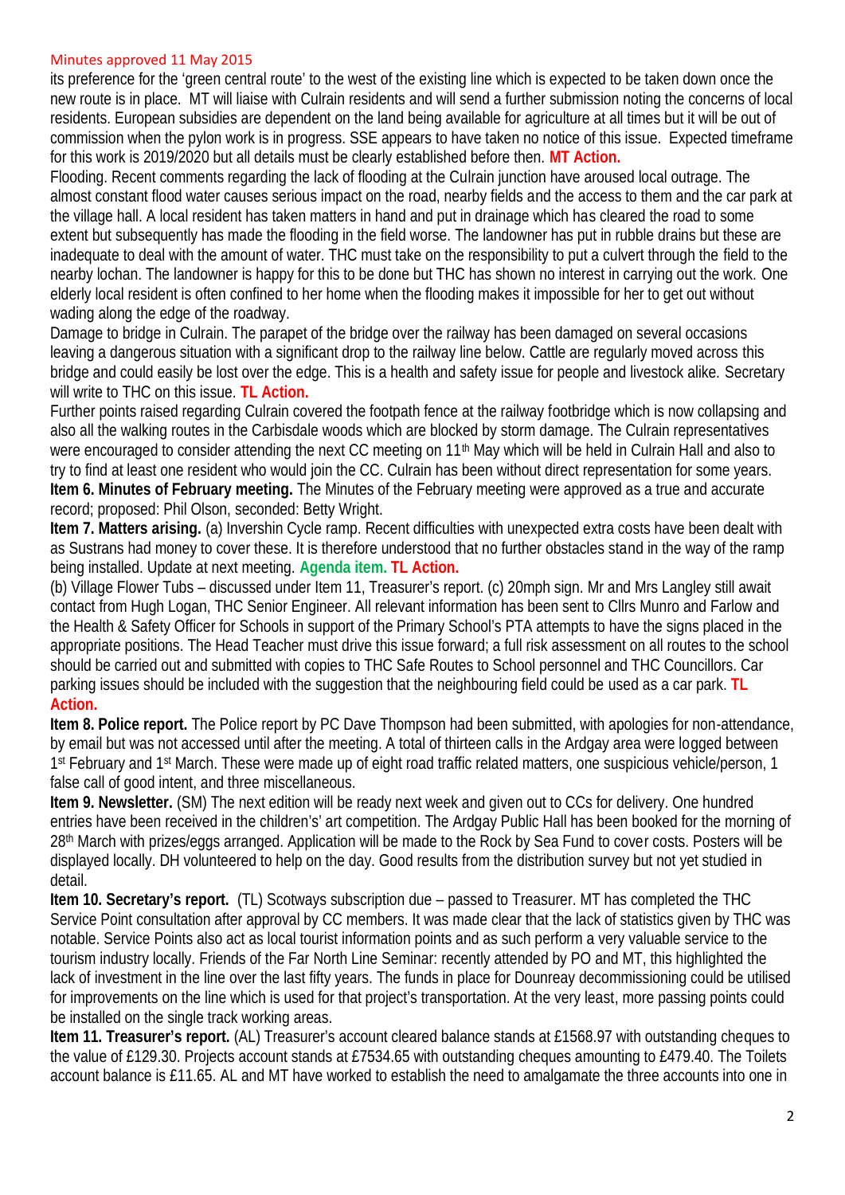Minutes approved 11 May 2015

its preference for the 'green central route' to the west of the existing line which is expected to be taken down once the new route is in place. MT will liaise with Culrain residents and will send a further submission noting the concerns of local residents. European subsidies are dependent on the land being available for agriculture at all times but it will be out of commission when the pylon work is in progress. SSE appears to have taken no notice of this issue. Expected timeframe for this work is 2019/2020 but all details must be clearly established before then. **MT Action.**

Flooding. Recent comments regarding the lack of flooding at the Culrain junction have aroused local outrage. The almost constant flood water causes serious impact on the road, nearby fields and the access to them and the car park at the village hall. A local resident has taken matters in hand and put in drainage which has cleared the road to some extent but subsequently has made the flooding in the field worse. The landowner has put in rubble drains but these are inadequate to deal with the amount of water. THC must take on the responsibility to put a culvert through the field to the nearby lochan. The landowner is happy for this to be done but THC has shown no interest in carrying out the work. One elderly local resident is often confined to her home when the flooding makes it impossible for her to get out without wading along the edge of the roadway.

Damage to bridge in Culrain. The parapet of the bridge over the railway has been damaged on several occasions leaving a dangerous situation with a significant drop to the railway line below. Cattle are regularly moved across this bridge and could easily be lost over the edge. This is a health and safety issue for people and livestock alike. Secretary will write to THC on this issue. **TL Action.**

Further points raised regarding Culrain covered the footpath fence at the railway footbridge which is now collapsing and also all the walking routes in the Carbisdale woods which are blocked by storm damage. The Culrain representatives were encouraged to consider attending the next CC meeting on 11th May which will be held in Culrain Hall and also to try to find at least one resident who would join the CC. Culrain has been without direct representation for some years.

**Item 6. Minutes of February meeting.** The Minutes of the February meeting were approved as a true and accurate record; proposed: Phil Olson, seconded: Betty Wright.

**Item 7. Matters arising.** (a) Invershin Cycle ramp. Recent difficulties with unexpected extra costs have been dealt with as Sustrans had money to cover these. It is therefore understood that no further obstacles stand in the way of the ramp being installed. Update at next meeting. **Agenda item. TL Action.**

(b) Village Flower Tubs – discussed under Item 11, Treasurer's report. (c) 20mph sign. Mr and Mrs Langley still await contact from Hugh Logan, THC Senior Engineer. All relevant information has been sent to Cllrs Munro and Farlow and the Health & Safety Officer for Schools in support of the Primary School's PTA attempts to have the signs placed in the appropriate positions. The Head Teacher must drive this issue forward; a full risk assessment on all routes to the school should be carried out and submitted with copies to THC Safe Routes to School personnel and THC Councillors. Car parking issues should be included with the suggestion that the neighbouring field could be used as a car park. **TL Action.**

**Item 8. Police report.** The Police report by PC Dave Thompson had been submitted, with apologies for non-attendance, by email but was not accessed until after the meeting. A total of thirteen calls in the Ardgay area were logged between 1st February and 1st March. These were made up of eight road traffic related matters, one suspicious vehicle/person, 1 false call of good intent, and three miscellaneous.

**Item 9. Newsletter.** (SM) The next edition will be ready next week and given out to CCs for delivery. One hundred entries have been received in the children's' art competition. The Ardgay Public Hall has been booked for the morning of 28th March with prizes/eggs arranged. Application will be made to the Rock by Sea Fund to cover costs. Posters will be displayed locally. DH volunteered to help on the day. Good results from the distribution survey but not yet studied in detail.

**Item 10. Secretary's report.** (TL) Scotways subscription due – passed to Treasurer. MT has completed the THC Service Point consultation after approval by CC members. It was made clear that the lack of statistics given by THC was notable. Service Points also act as local tourist information points and as such perform a very valuable service to the tourism industry locally. Friends of the Far North Line Seminar: recently attended by PO and MT, this highlighted the lack of investment in the line over the last fifty years. The funds in place for Dounreay decommissioning could be utilised for improvements on the line which is used for that project's transportation. At the very least, more passing points could be installed on the single track working areas.

**Item 11. Treasurer's report.** (AL) Treasurer's account cleared balance stands at £1568.97 with outstanding cheques to the value of £129.30. Projects account stands at £7534.65 with outstanding cheques amounting to £479.40. The Toilets account balance is £11.65. AL and MT have worked to establish the need to amalgamate the three accounts into one in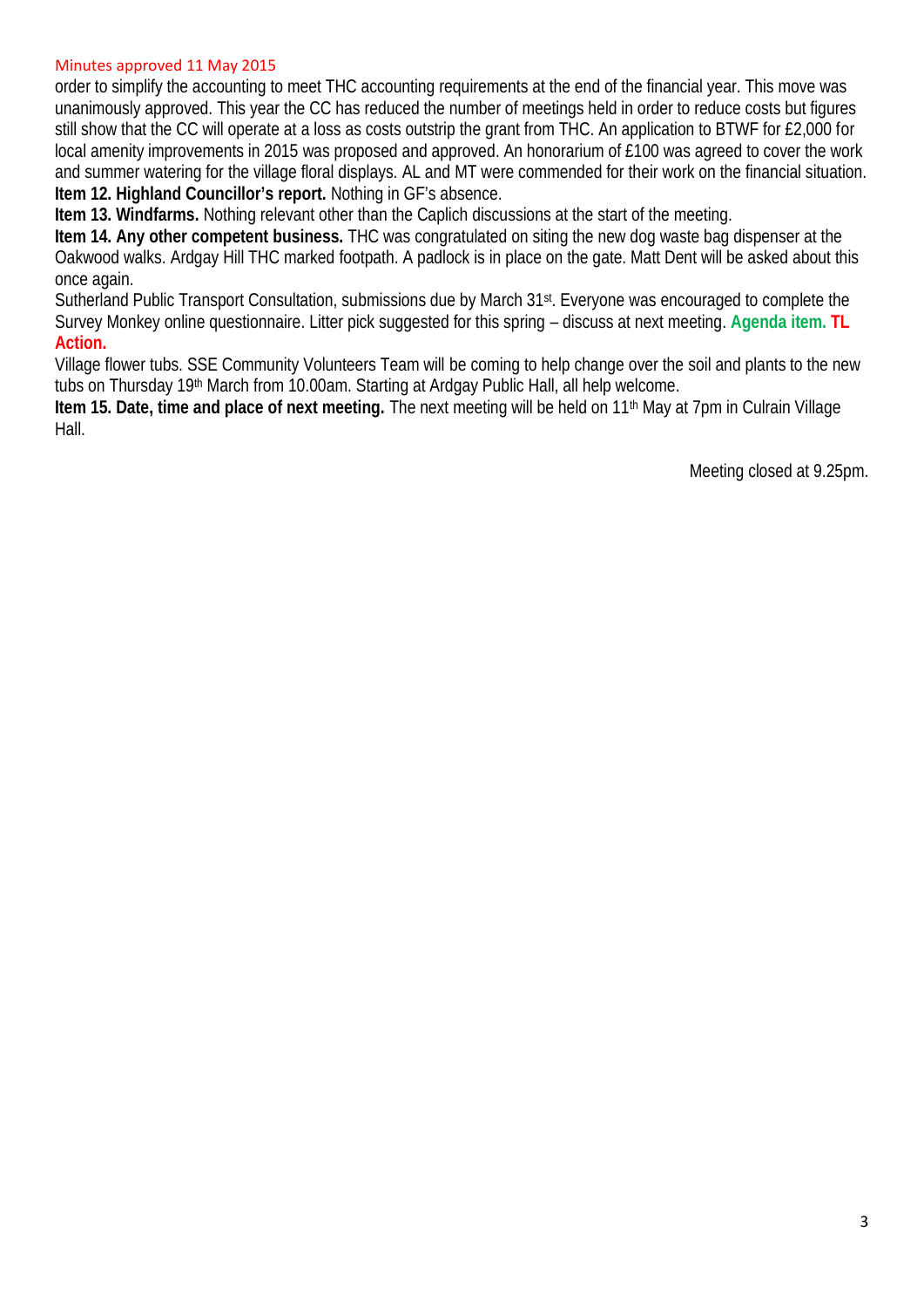Minutes approved 11 May 2015

order to simplify the accounting to meet THC accounting requirements at the end of the financial year. This move was unanimously approved. This year the CC has reduced the number of meetings held in order to reduce costs but figures still show that the CC will operate at a loss as costs outstrip the grant from THC. An application to BTWF for £2,000 for local amenity improvements in 2015 was proposed and approved. An honorarium of £100 was agreed to cover the work and summer watering for the village floral displays. AL and MT were commended for their work on the financial situation.

**Item 12. Highland Councillor's report.** Nothing in GF's absence.

**Item 13. Windfarms.** Nothing relevant other than the Caplich discussions at the start of the meeting.

**Item 14. Any other competent business.** THC was congratulated on siting the new dog waste bag dispenser at the Oakwood walks. Ardgay Hill THC marked footpath. A padlock is in place on the gate. Matt Dent will be asked about this once again.

Sutherland Public Transport Consultation, submissions due by March 31st. Everyone was encouraged to complete the Survey Monkey online questionnaire. Litter pick suggested for this spring – discuss at next meeting. **Agenda item. TL Action.**

Village flower tubs. SSE Community Volunteers Team will be coming to help change over the soil and plants to the new tubs on Thursday 19th March from 10.00am. Starting at Ardgay Public Hall, all help welcome.

**Item 15. Date, time and place of next meeting.** The next meeting will be held on 11th May at 7pm in Culrain Village Hall.

Meeting closed at 9.25pm.